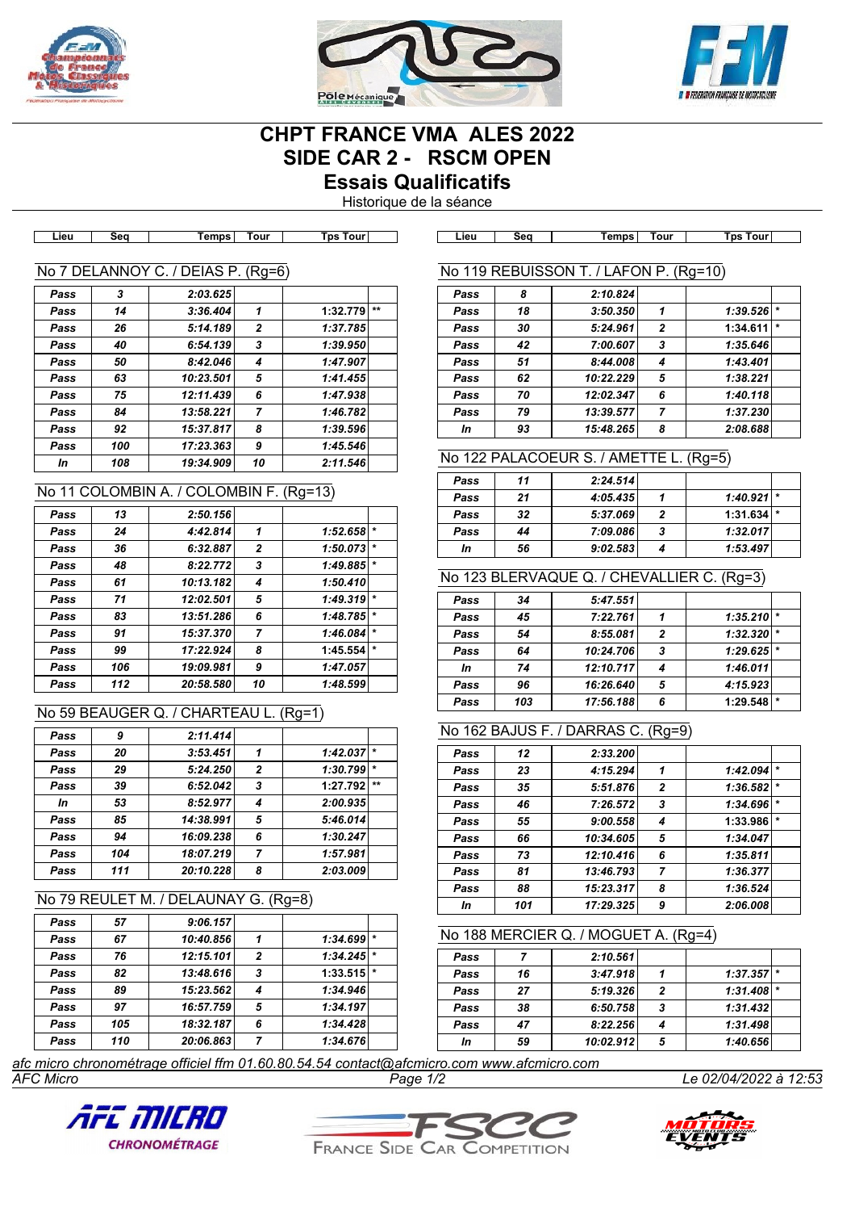# CHPT FRANCE VMA ALES 2022
# SIDE CAR 2 - RSCM OPEN
## Essais Qualificatifs

Historique de la séance

### No 7 DELANNOY C. / DEIAS P. (Rg=6)

| Lieu | Seq | Temps | Tour | Tps Tour | |
|---|---|---|---|---|---|
| Pass | 3 | 2:03.625 | | | |
| Pass | 14 | 3:36.404 | 1 | 1:32.779 | ** |
| Pass | 26 | 5:14.189 | 2 | 1:37.785 | |
| Pass | 40 | 6:54.139 | 3 | 1:39.950 | |
| Pass | 50 | 8:42.046 | 4 | 1:47.907 | |
| Pass | 63 | 10:23.501 | 5 | 1:41.455 | |
| Pass | 75 | 12:11.439 | 6 | 1:47.938 | |
| Pass | 84 | 13:58.221 | 7 | 1:46.782 | |
| Pass | 92 | 15:37.817 | 8 | 1:39.596 | |
| Pass | 100 | 17:23.363 | 9 | 1:45.546 | |
| In | 108 | 19:34.909 | 10 | 2:11.546 | |

### No 11 COLOMBIN A. / COLOMBIN F. (Rg=13)

| Lieu | Seq | Temps | Tour | Tps Tour | |
|---|---|---|---|---|---|
| Pass | 13 | 2:50.156 | | | |
| Pass | 24 | 4:42.814 | 1 | 1:52.658 | * |
| Pass | 36 | 6:32.887 | 2 | 1:50.073 | * |
| Pass | 48 | 8:22.772 | 3 | 1:49.885 | * |
| Pass | 61 | 10:13.182 | 4 | 1:50.410 | |
| Pass | 71 | 12:02.501 | 5 | 1:49.319 | * |
| Pass | 83 | 13:51.286 | 6 | 1:48.785 | * |
| Pass | 91 | 15:37.370 | 7 | 1:46.084 | * |
| Pass | 99 | 17:22.924 | 8 | 1:45.554 | * |
| Pass | 106 | 19:09.981 | 9 | 1:47.057 | |
| Pass | 112 | 20:58.580 | 10 | 1:48.599 | |

### No 59 BEAUGER Q. / CHARTEAU L. (Rg=1)

| Lieu | Seq | Temps | Tour | Tps Tour | |
|---|---|---|---|---|---|
| Pass | 9 | 2:11.414 | | | |
| Pass | 20 | 3:53.451 | 1 | 1:42.037 | * |
| Pass | 29 | 5:24.250 | 2 | 1:30.799 | * |
| Pass | 39 | 6:52.042 | 3 | 1:27.792 | ** |
| In | 53 | 8:52.977 | 4 | 2:00.935 | |
| Pass | 85 | 14:38.991 | 5 | 5:46.014 | |
| Pass | 94 | 16:09.238 | 6 | 1:30.247 | |
| Pass | 104 | 18:07.219 | 7 | 1:57.981 | |
| Pass | 111 | 20:10.228 | 8 | 2:03.009 | |

### No 79 REULET M. / DELAUNAY G. (Rg=8)

| Lieu | Seq | Temps | Tour | Tps Tour | |
|---|---|---|---|---|---|
| Pass | 57 | 9:06.157 | | | |
| Pass | 67 | 10:40.856 | 1 | 1:34.699 | * |
| Pass | 76 | 12:15.101 | 2 | 1:34.245 | * |
| Pass | 82 | 13:48.616 | 3 | 1:33.515 | * |
| Pass | 89 | 15:23.562 | 4 | 1:34.946 | |
| Pass | 97 | 16:57.759 | 5 | 1:34.197 | |
| Pass | 105 | 18:32.187 | 6 | 1:34.428 | |
| Pass | 110 | 20:06.863 | 7 | 1:34.676 | |

### No 119 REBUISSON T. / LAFON P. (Rg=10)

| Lieu | Seq | Temps | Tour | Tps Tour | |
|---|---|---|---|---|---|
| Pass | 8 | 2:10.824 | | | |
| Pass | 18 | 3:50.350 | 1 | 1:39.526 | * |
| Pass | 30 | 5:24.961 | 2 | 1:34.611 | * |
| Pass | 42 | 7:00.607 | 3 | 1:35.646 | |
| Pass | 51 | 8:44.008 | 4 | 1:43.401 | |
| Pass | 62 | 10:22.229 | 5 | 1:38.221 | |
| Pass | 70 | 12:02.347 | 6 | 1:40.118 | |
| Pass | 79 | 13:39.577 | 7 | 1:37.230 | |
| In | 93 | 15:48.265 | 8 | 2:08.688 | |

### No 122 PALACOEUR S. / AMETTE L. (Rg=5)

| Lieu | Seq | Temps | Tour | Tps Tour | |
|---|---|---|---|---|---|
| Pass | 11 | 2:24.514 | | | |
| Pass | 21 | 4:05.435 | 1 | 1:40.921 | * |
| Pass | 32 | 5:37.069 | 2 | 1:31.634 | * |
| Pass | 44 | 7:09.086 | 3 | 1:32.017 | |
| In | 56 | 9:02.583 | 4 | 1:53.497 | |

### No 123 BLERVAQUE Q. / CHEVALLIER C. (Rg=3)

| Lieu | Seq | Temps | Tour | Tps Tour | |
|---|---|---|---|---|---|
| Pass | 34 | 5:47.551 | | | |
| Pass | 45 | 7:22.761 | 1 | 1:35.210 | * |
| Pass | 54 | 8:55.081 | 2 | 1:32.320 | * |
| Pass | 64 | 10:24.706 | 3 | 1:29.625 | * |
| In | 74 | 12:10.717 | 4 | 1:46.011 | |
| Pass | 96 | 16:26.640 | 5 | 4:15.923 | |
| Pass | 103 | 17:56.188 | 6 | 1:29.548 | * |

### No 162 BAJUS F. / DARRAS C. (Rg=9)

| Lieu | Seq | Temps | Tour | Tps Tour | |
|---|---|---|---|---|---|
| Pass | 12 | 2:33.200 | | | |
| Pass | 23 | 4:15.294 | 1 | 1:42.094 | * |
| Pass | 35 | 5:51.876 | 2 | 1:36.582 | * |
| Pass | 46 | 7:26.572 | 3 | 1:34.696 | * |
| Pass | 55 | 9:00.558 | 4 | 1:33.986 | * |
| Pass | 66 | 10:34.605 | 5 | 1:34.047 | |
| Pass | 73 | 12:10.416 | 6 | 1:35.811 | |
| Pass | 81 | 13:46.793 | 7 | 1:36.377 | |
| Pass | 88 | 15:23.317 | 8 | 1:36.524 | |
| In | 101 | 17:29.325 | 9 | 2:06.008 | |

### No 188 MERCIER Q. / MOGUET A. (Rg=4)

| Lieu | Seq | Temps | Tour | Tps Tour | |
|---|---|---|---|---|---|
| Pass | 7 | 2:10.561 | | | |
| Pass | 16 | 3:47.918 | 1 | 1:37.357 | * |
| Pass | 27 | 5:19.326 | 2 | 1:31.408 | * |
| Pass | 38 | 6:50.758 | 3 | 1:31.432 | |
| Pass | 47 | 8:22.256 | 4 | 1:31.498 | |
| In | 59 | 10:02.912 | 5 | 1:40.656 | |

*afc micro chronométrage officiel ffm 01.60.80.54.54 contact@afcmicro.com www.afcmicro.com*

*AFC Micro* — *Le 02/04/2022 à 12:53*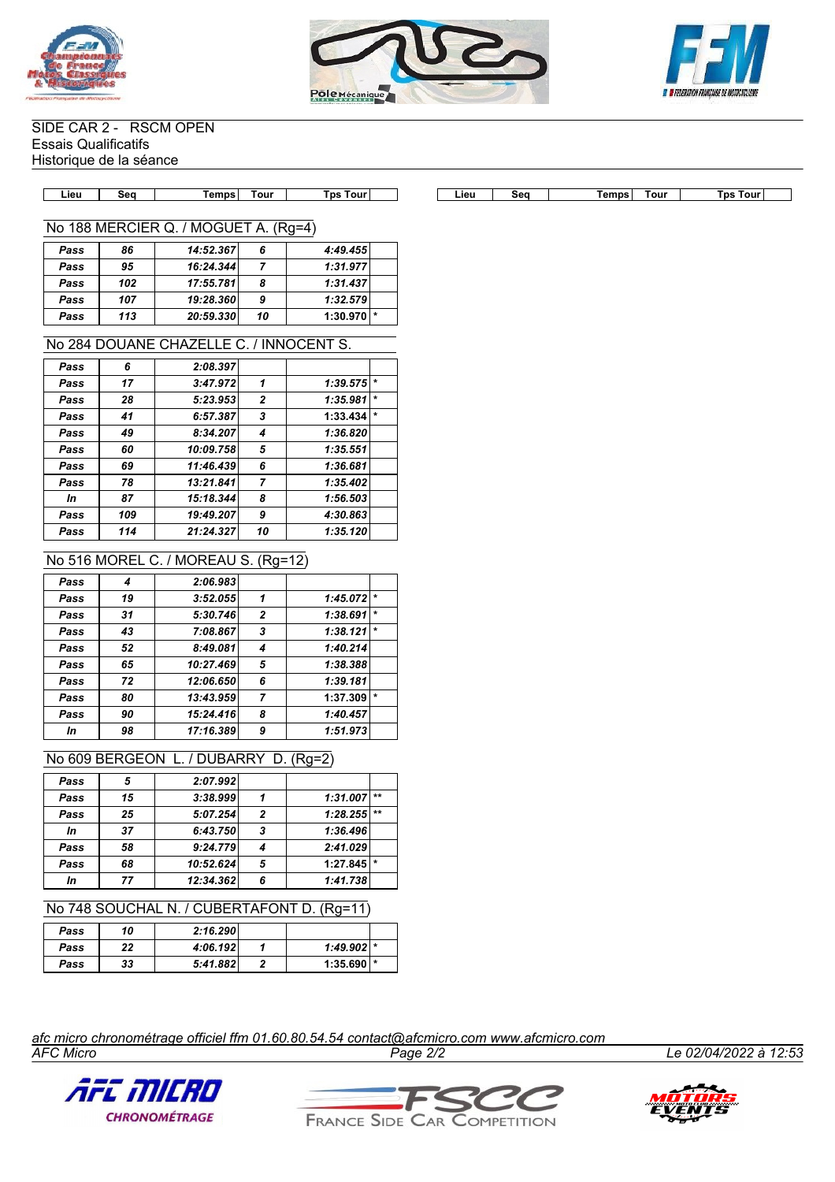SIDE CAR 2 - RSCM OPEN
Essais Qualificatifs
Historique de la séance

### No 188 MERCIER Q. / MOGUET A. (Rg=4)

| Lieu | Seq | Temps | Tour | Tps Tour | |
|---|---|---|---|---|---|
| Pass | 86 | 14:52.367 | 6 | 4:49.455 | |
| Pass | 95 | 16:24.344 | 7 | 1:31.977 | |
| Pass | 102 | 17:55.781 | 8 | 1:31.437 | |
| Pass | 107 | 19:28.360 | 9 | 1:32.579 | |
| Pass | 113 | 20:59.330 | 10 | 1:30.970 | * |

### No 284 DOUANE CHAZELLE C. / INNOCENT S.

| Lieu | Seq | Temps | Tour | Tps Tour | |
|---|---|---|---|---|---|
| Pass | 6 | 2:08.397 | | | |
| Pass | 17 | 3:47.972 | 1 | 1:39.575 | * |
| Pass | 28 | 5:23.953 | 2 | 1:35.981 | * |
| Pass | 41 | 6:57.387 | 3 | 1:33.434 | * |
| Pass | 49 | 8:34.207 | 4 | 1:36.820 | |
| Pass | 60 | 10:09.758 | 5 | 1:35.551 | |
| Pass | 69 | 11:46.439 | 6 | 1:36.681 | |
| Pass | 78 | 13:21.841 | 7 | 1:35.402 | |
| In | 87 | 15:18.344 | 8 | 1:56.503 | |
| Pass | 109 | 19:49.207 | 9 | 4:30.863 | |
| Pass | 114 | 21:24.327 | 10 | 1:35.120 | |

### No 516 MOREL C. / MOREAU S. (Rg=12)

| Lieu | Seq | Temps | Tour | Tps Tour | |
|---|---|---|---|---|---|
| Pass | 4 | 2:06.983 | | | |
| Pass | 19 | 3:52.055 | 1 | 1:45.072 | * |
| Pass | 31 | 5:30.746 | 2 | 1:38.691 | * |
| Pass | 43 | 7:08.867 | 3 | 1:38.121 | * |
| Pass | 52 | 8:49.081 | 4 | 1:40.214 | |
| Pass | 65 | 10:27.469 | 5 | 1:38.388 | |
| Pass | 72 | 12:06.650 | 6 | 1:39.181 | |
| Pass | 80 | 13:43.959 | 7 | 1:37.309 | * |
| Pass | 90 | 15:24.416 | 8 | 1:40.457 | |
| In | 98 | 17:16.389 | 9 | 1:51.973 | |

### No 609 BERGEON L. / DUBARRY D. (Rg=2)

| Lieu | Seq | Temps | Tour | Tps Tour | |
|---|---|---|---|---|---|
| Pass | 5 | 2:07.992 | | | |
| Pass | 15 | 3:38.999 | 1 | 1:31.007 | ** |
| Pass | 25 | 5:07.254 | 2 | 1:28.255 | ** |
| In | 37 | 6:43.750 | 3 | 1:36.496 | |
| Pass | 58 | 9:24.779 | 4 | 2:41.029 | |
| Pass | 68 | 10:52.624 | 5 | 1:27.845 | * |
| In | 77 | 12:34.362 | 6 | 1:41.738 | |

### No 748 SOUCHAL N. / CUBERTAFONT D. (Rg=11)

| Lieu | Seq | Temps | Tour | Tps Tour | |
|---|---|---|---|---|---|
| Pass | 10 | 2:16.290 | | | |
| Pass | 22 | 4:06.192 | 1 | 1:49.902 | * |
| Pass | 33 | 5:41.882 | 2 | 1:35.690 | * |

*afc micro chronométrage officiel ffm 01.60.80.54.54 contact@afcmicro.com www.afcmicro.com*

*AFC Micro* — *Le 02/04/2022 à 12:53*